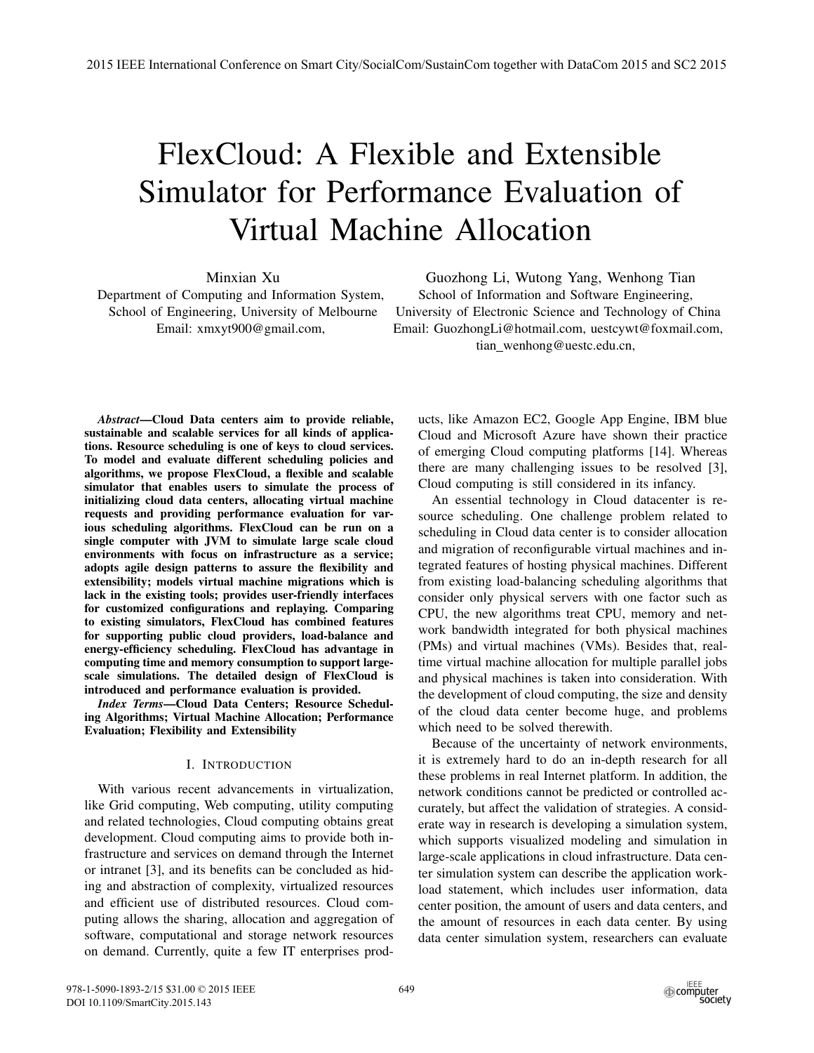# FlexCloud: A Flexible and Extensible Simulator for Performance Evaluation of Virtual Machine Allocation

Minxian Xu
Department of Computing and Information System,
School of Engineering, University of Melbourne
Email: xmxyt900@gmail.com,

Guozhong Li, Wutong Yang, Wenhong Tian
School of Information and Software Engineering,
University of Electronic Science and Technology of China
Email: GuozhongLi@hotmail.com, uestcywt@foxmail.com,
tian_wenhong@uestc.edu.cn,

***Abstract*—Cloud Data centers aim to provide reliable, sustainable and scalable services for all kinds of applications. Resource scheduling is one of keys to cloud services. To model and evaluate different scheduling policies and algorithms, we propose FlexCloud, a flexible and scalable simulator that enables users to simulate the process of initializing cloud data centers, allocating virtual machine requests and providing performance evaluation for various scheduling algorithms. FlexCloud can be run on a single computer with JVM to simulate large scale cloud environments with focus on infrastructure as a service; adopts agile design patterns to assure the flexibility and extensibility; models virtual machine migrations which is lack in the existing tools; provides user-friendly interfaces for customized configurations and replaying. Comparing to existing simulators, FlexCloud has combined features for supporting public cloud providers, load-balance and energy-efficiency scheduling. FlexCloud has advantage in computing time and memory consumption to support large-scale simulations. The detailed design of FlexCloud is introduced and performance evaluation is provided.**

***Index Terms*—Cloud Data Centers; Resource Scheduling Algorithms; Virtual Machine Allocation; Performance Evaluation; Flexibility and Extensibility**

## I. Introduction

With various recent advancements in virtualization, like Grid computing, Web computing, utility computing and related technologies, Cloud computing obtains great development. Cloud computing aims to provide both infrastructure and services on demand through the Internet or intranet [3], and its benefits can be concluded as hiding and abstraction of complexity, virtualized resources and efficient use of distributed resources. Cloud computing allows the sharing, allocation and aggregation of software, computational and storage network resources on demand. Currently, quite a few IT enterprises products, like Amazon EC2, Google App Engine, IBM blue Cloud and Microsoft Azure have shown their practice of emerging Cloud computing platforms [14]. Whereas there are many challenging issues to be resolved [3], Cloud computing is still considered in its infancy.

An essential technology in Cloud datacenter is resource scheduling. One challenge problem related to scheduling in Cloud data center is to consider allocation and migration of reconfigurable virtual machines and integrated features of hosting physical machines. Different from existing load-balancing scheduling algorithms that consider only physical servers with one factor such as CPU, the new algorithms treat CPU, memory and network bandwidth integrated for both physical machines (PMs) and virtual machines (VMs). Besides that, real-time virtual machine allocation for multiple parallel jobs and physical machines is taken into consideration. With the development of cloud computing, the size and density of the cloud data center become huge, and problems which need to be solved therewith.

Because of the uncertainty of network environments, it is extremely hard to do an in-depth research for all these problems in real Internet platform. In addition, the network conditions cannot be predicted or controlled accurately, but affect the validation of strategies. A considerate way in research is developing a simulation system, which supports visualized modeling and simulation in large-scale applications in cloud infrastructure. Data center simulation system can describe the application workload statement, which includes user information, data center position, the amount of users and data centers, and the amount of resources in each data center. By using data center simulation system, researchers can evaluate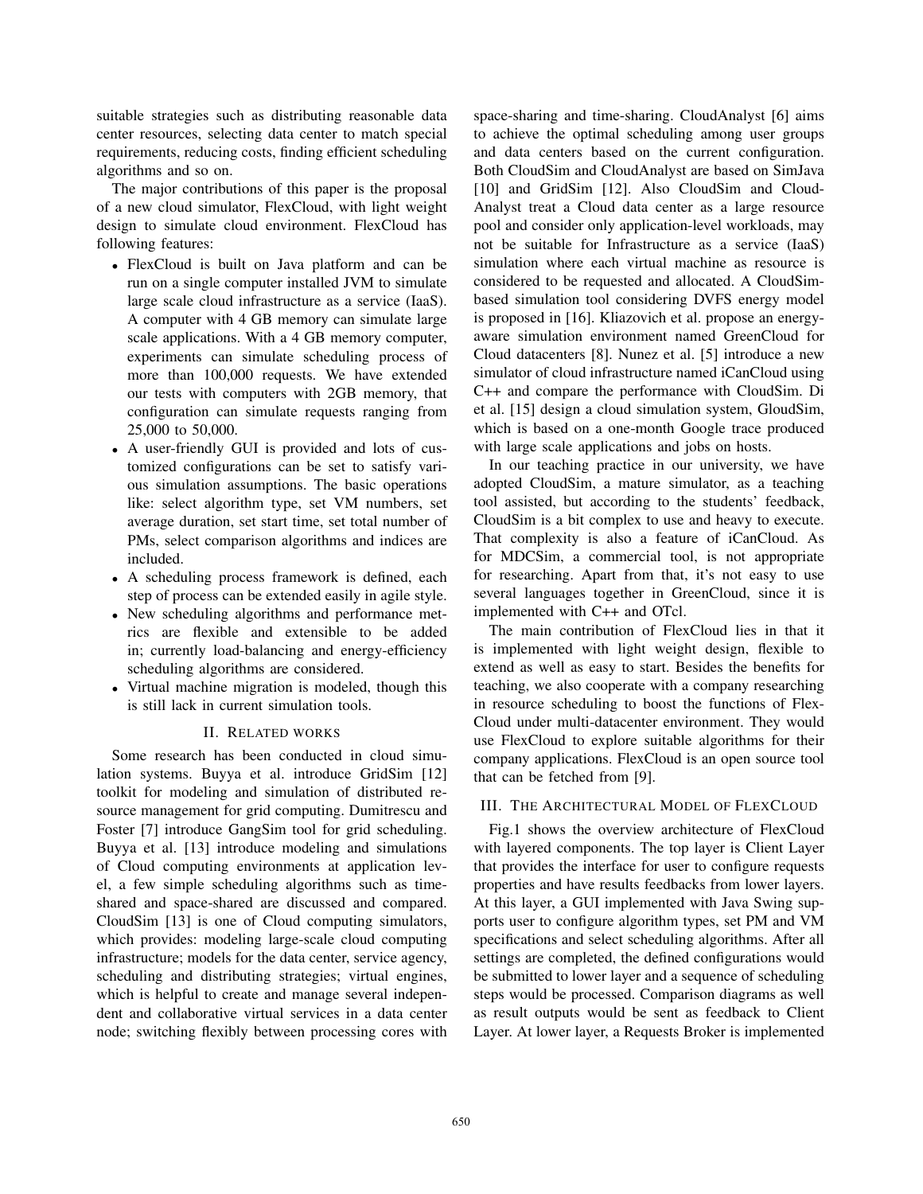suitable strategies such as distributing reasonable data center resources, selecting data center to match special requirements, reducing costs, finding efficient scheduling algorithms and so on.

The major contributions of this paper is the proposal of a new cloud simulator, FlexCloud, with light weight design to simulate cloud environment. FlexCloud has following features:

- FlexCloud is built on Java platform and can be run on a single computer installed JVM to simulate large scale cloud infrastructure as a service (IaaS). A computer with 4 GB memory can simulate large scale applications. With a 4 GB memory computer, experiments can simulate scheduling process of more than 100,000 requests. We have extended our tests with computers with 2GB memory, that configuration can simulate requests ranging from 25,000 to 50,000.
- A user-friendly GUI is provided and lots of customized configurations can be set to satisfy various simulation assumptions. The basic operations like: select algorithm type, set VM numbers, set average duration, set start time, set total number of PMs, select comparison algorithms and indices are included.
- A scheduling process framework is defined, each step of process can be extended easily in agile style.
- New scheduling algorithms and performance metrics are flexible and extensible to be added in; currently load-balancing and energy-efficiency scheduling algorithms are considered.
- Virtual machine migration is modeled, though this is still lack in current simulation tools.

## II. Related works

Some research has been conducted in cloud simulation systems. Buyya et al. introduce GridSim [12] toolkit for modeling and simulation of distributed resource management for grid computing. Dumitrescu and Foster [7] introduce GangSim tool for grid scheduling. Buyya et al. [13] introduce modeling and simulations of Cloud computing environments at application level, a few simple scheduling algorithms such as time-shared and space-shared are discussed and compared. CloudSim [13] is one of Cloud computing simulators, which provides: modeling large-scale cloud computing infrastructure; models for the data center, service agency, scheduling and distributing strategies; virtual engines, which is helpful to create and manage several independent and collaborative virtual services in a data center node; switching flexibly between processing cores with space-sharing and time-sharing. CloudAnalyst [6] aims to achieve the optimal scheduling among user groups and data centers based on the current configuration. Both CloudSim and CloudAnalyst are based on SimJava [10] and GridSim [12]. Also CloudSim and CloudAnalyst treat a Cloud data center as a large resource pool and consider only application-level workloads, may not be suitable for Infrastructure as a service (IaaS) simulation where each virtual machine as resource is considered to be requested and allocated. A CloudSim-based simulation tool considering DVFS energy model is proposed in [16]. Kliazovich et al. propose an energy-aware simulation environment named GreenCloud for Cloud datacenters [8]. Nunez et al. [5] introduce a new simulator of cloud infrastructure named iCanCloud using C++ and compare the performance with CloudSim. Di et al. [15] design a cloud simulation system, GloudSim, which is based on a one-month Google trace produced with large scale applications and jobs on hosts.

In our teaching practice in our university, we have adopted CloudSim, a mature simulator, as a teaching tool assisted, but according to the students' feedback, CloudSim is a bit complex to use and heavy to execute. That complexity is also a feature of iCanCloud. As for MDCSim, a commercial tool, is not appropriate for researching. Apart from that, it's not easy to use several languages together in GreenCloud, since it is implemented with C++ and OTcl.

The main contribution of FlexCloud lies in that it is implemented with light weight design, flexible to extend as well as easy to start. Besides the benefits for teaching, we also cooperate with a company researching in resource scheduling to boost the functions of FlexCloud under multi-datacenter environment. They would use FlexCloud to explore suitable algorithms for their company applications. FlexCloud is an open source tool that can be fetched from [9].

## III. The Architectural Model of FlexCloud

Fig.1 shows the overview architecture of FlexCloud with layered components. The top layer is Client Layer that provides the interface for user to configure requests properties and have results feedbacks from lower layers. At this layer, a GUI implemented with Java Swing supports user to configure algorithm types, set PM and VM specifications and select scheduling algorithms. After all settings are completed, the defined configurations would be submitted to lower layer and a sequence of scheduling steps would be processed. Comparison diagrams as well as result outputs would be sent as feedback to Client Layer. At lower layer, a Requests Broker is implemented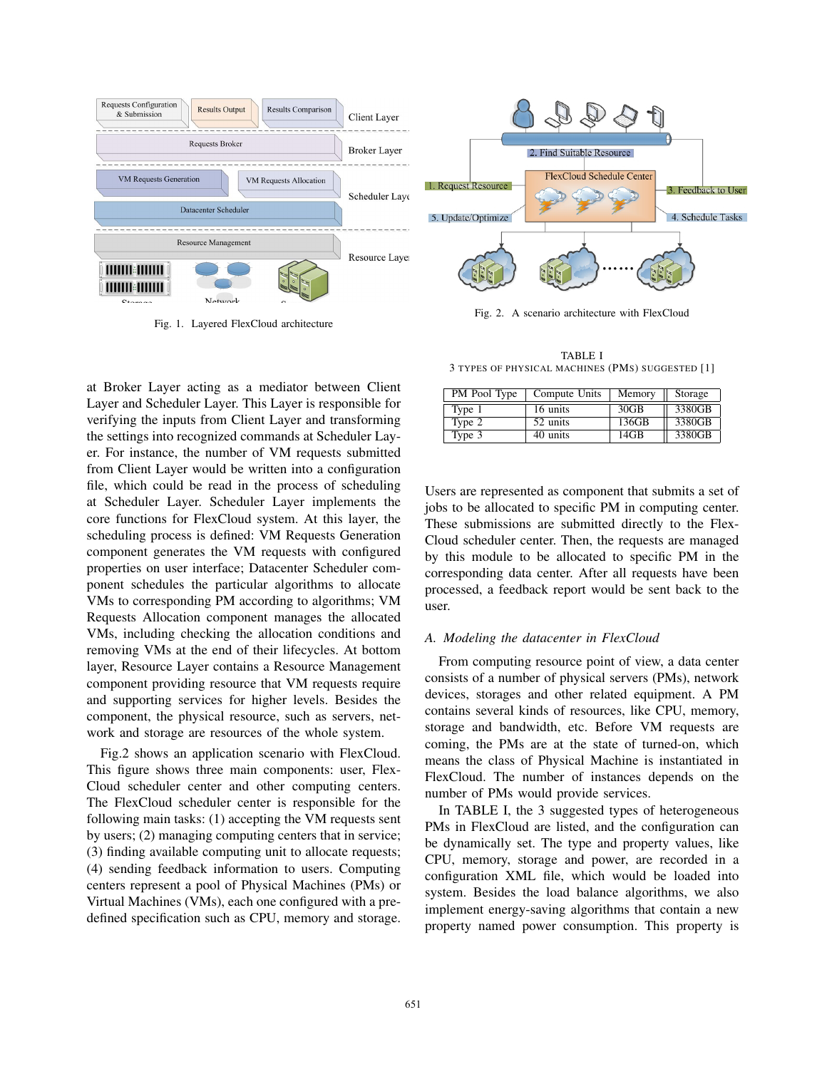Fig. 1. Layered FlexCloud architecture

Fig. 2. A scenario architecture with FlexCloud

at Broker Layer acting as a mediator between Client Layer and Scheduler Layer. This Layer is responsible for verifying the inputs from Client Layer and transforming the settings into recognized commands at Scheduler Layer. For instance, the number of VM requests submitted from Client Layer would be written into a configuration file, which could be read in the process of scheduling at Scheduler Layer. Scheduler Layer implements the core functions for FlexCloud system. At this layer, the scheduling process is defined: VM Requests Generation component generates the VM requests with configured properties on user interface; Datacenter Scheduler component schedules the particular algorithms to allocate VMs to corresponding PM according to algorithms; VM Requests Allocation component manages the allocated VMs, including checking the allocation conditions and removing VMs at the end of their lifecycles. At bottom layer, Resource Layer contains a Resource Management component providing resource that VM requests require and supporting services for higher levels. Besides the component, the physical resource, such as servers, network and storage are resources of the whole system.

Fig.2 shows an application scenario with FlexCloud. This figure shows three main components: user, FlexCloud scheduler center and other computing centers. The FlexCloud scheduler center is responsible for the following main tasks: (1) accepting the VM requests sent by users; (2) managing computing centers that in service; (3) finding available computing unit to allocate requests; (4) sending feedback information to users. Computing centers represent a pool of Physical Machines (PMs) or Virtual Machines (VMs), each one configured with a predefined specification such as CPU, memory and storage.

TABLE I
3 TYPES OF PHYSICAL MACHINES (PMS) SUGGESTED [1]

| PM Pool Type | Compute Units | Memory | Storage |
|---|---|---|---|
| Type 1 | 16 units | 30GB | 3380GB |
| Type 2 | 52 units | 136GB | 3380GB |
| Type 3 | 40 units | 14GB | 3380GB |

Users are represented as component that submits a set of jobs to be allocated to specific PM in computing center. These submissions are submitted directly to the FlexCloud scheduler center. Then, the requests are managed by this module to be allocated to specific PM in the corresponding data center. After all requests have been processed, a feedback report would be sent back to the user.

### *A. Modeling the datacenter in FlexCloud*

From computing resource point of view, a data center consists of a number of physical servers (PMs), network devices, storages and other related equipment. A PM contains several kinds of resources, like CPU, memory, storage and bandwidth, etc. Before VM requests are coming, the PMs are at the state of turned-on, which means the class of Physical Machine is instantiated in FlexCloud. The number of instances depends on the number of PMs would provide services.

In TABLE I, the 3 suggested types of heterogeneous PMs in FlexCloud are listed, and the configuration can be dynamically set. The type and property values, like CPU, memory, storage and power, are recorded in a configuration XML file, which would be loaded into system. Besides the load balance algorithms, we also implement energy-saving algorithms that contain a new property named power consumption. This property is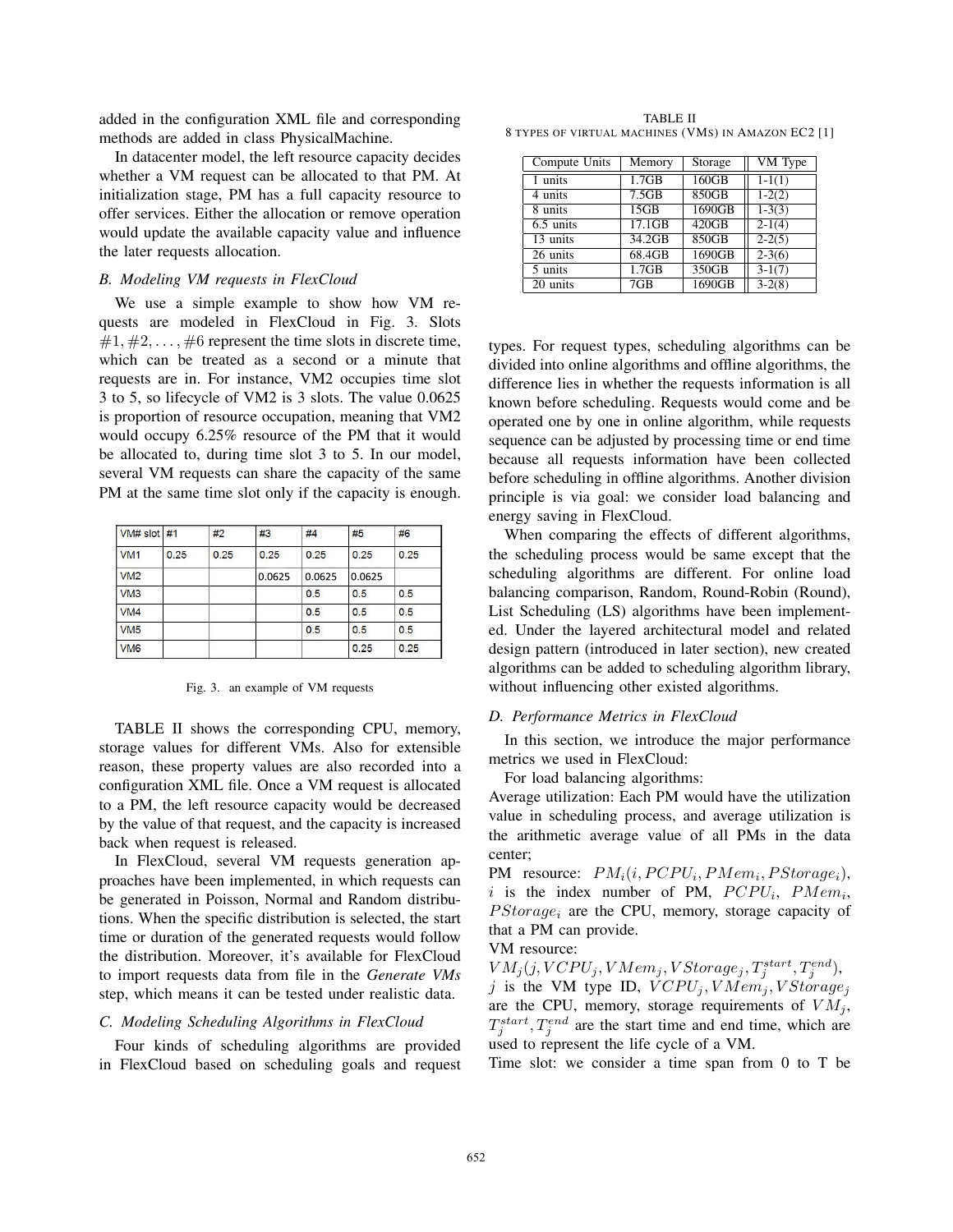added in the configuration XML file and corresponding methods are added in class PhysicalMachine.

In datacenter model, the left resource capacity decides whether a VM request can be allocated to that PM. At initialization stage, PM has a full capacity resource to offer services. Either the allocation or remove operation would update the available capacity value and influence the later requests allocation.

### B. Modeling VM requests in FlexCloud

We use a simple example to show how VM requests are modeled in FlexCloud in Fig. 3. Slots $\#1, \#2, \ldots, \#6$ represent the time slots in discrete time, which can be treated as a second or a minute that requests are in. For instance, VM2 occupies time slot 3 to 5, so lifecycle of VM2 is 3 slots. The value 0.0625 is proportion of resource occupation, meaning that VM2 would occupy 6.25% resource of the PM that it would be allocated to, during time slot 3 to 5. In our model, several VM requests can share the capacity of the same PM at the same time slot only if the capacity is enough.

| VM# slot | #1 | #2 | #3 | #4 | #5 | #6 |
|---|---|---|---|---|---|---|
| VM1 | 0.25 | 0.25 | 0.25 | 0.25 | 0.25 | 0.25 |
| VM2 | | | 0.0625 | 0.0625 | 0.0625 | |
| VM3 | | | | 0.5 | 0.5 | 0.5 |
| VM4 | | | | 0.5 | 0.5 | 0.5 |
| VM5 | | | | 0.5 | 0.5 | 0.5 |
| VM6 | | | | | 0.25 | 0.25 |

Fig. 3. an example of VM requests

TABLE II shows the corresponding CPU, memory, storage values for different VMs. Also for extensible reason, these property values are also recorded into a configuration XML file. Once a VM request is allocated to a PM, the left resource capacity would be decreased by the value of that request, and the capacity is increased back when request is released.

In FlexCloud, several VM requests generation approaches have been implemented, in which requests can be generated in Poisson, Normal and Random distributions. When the specific distribution is selected, the start time or duration of the generated requests would follow the distribution. Moreover, it's available for FlexCloud to import requests data from file in the *Generate VMs* step, which means it can be tested under realistic data.

### C. Modeling Scheduling Algorithms in FlexCloud

Four kinds of scheduling algorithms are provided in FlexCloud based on scheduling goals and request types. For request types, scheduling algorithms can be divided into online algorithms and offline algorithms, the difference lies in whether the requests information is all known before scheduling. Requests would come and be operated one by one in online algorithm, while requests sequence can be adjusted by processing time or end time because all requests information have been collected before scheduling in offline algorithms. Another division principle is via goal: we consider load balancing and energy saving in FlexCloud.

TABLE II
8 TYPES OF VIRTUAL MACHINES (VMS) IN AMAZON EC2 [1]

| Compute Units | Memory | Storage | VM Type |
|---|---|---|---|
| 1 units | 1.7GB | 160GB | 1-1(1) |
| 4 units | 7.5GB | 850GB | 1-2(2) |
| 8 units | 15GB | 1690GB | 1-3(3) |
| 6.5 units | 17.1GB | 420GB | 2-1(4) |
| 13 units | 34.2GB | 850GB | 2-2(5) |
| 26 units | 68.4GB | 1690GB | 2-3(6) |
| 5 units | 1.7GB | 350GB | 3-1(7) |
| 20 units | 7GB | 1690GB | 3-2(8) |

When comparing the effects of different algorithms, the scheduling process would be same except that the scheduling algorithms are different. For online load balancing comparison, Random, Round-Robin (Round), List Scheduling (LS) algorithms have been implemented. Under the layered architectural model and related design pattern (introduced in later section), new created algorithms can be added to scheduling algorithm library, without influencing other existed algorithms.

### D. Performance Metrics in FlexCloud

In this section, we introduce the major performance metrics we used in FlexCloud:

For load balancing algorithms:

Average utilization: Each PM would have the utilization value in scheduling process, and average utilization is the arithmetic average value of all PMs in the data center;

PM resource: $PM_i(i, PCPU_i, PMem_i, PStorage_i)$, $i$ is the index number of PM, $PCPU_i$, $PMem_i$, $PStorage_i$ are the CPU, memory, storage capacity of that a PM can provide.

VM resource:
$VM_j(j, VCPU_j, VMem_j, VStorage_j, T_j^{start}, T_j^{end})$, $j$ is the VM type ID, $VCPU_j, VMem_j, VStorage_j$ are the CPU, memory, storage requirements of $VM_j$, $T_j^{start}, T_j^{end}$ are the start time and end time, which are used to represent the life cycle of a VM.

Time slot: we consider a time span from 0 to T be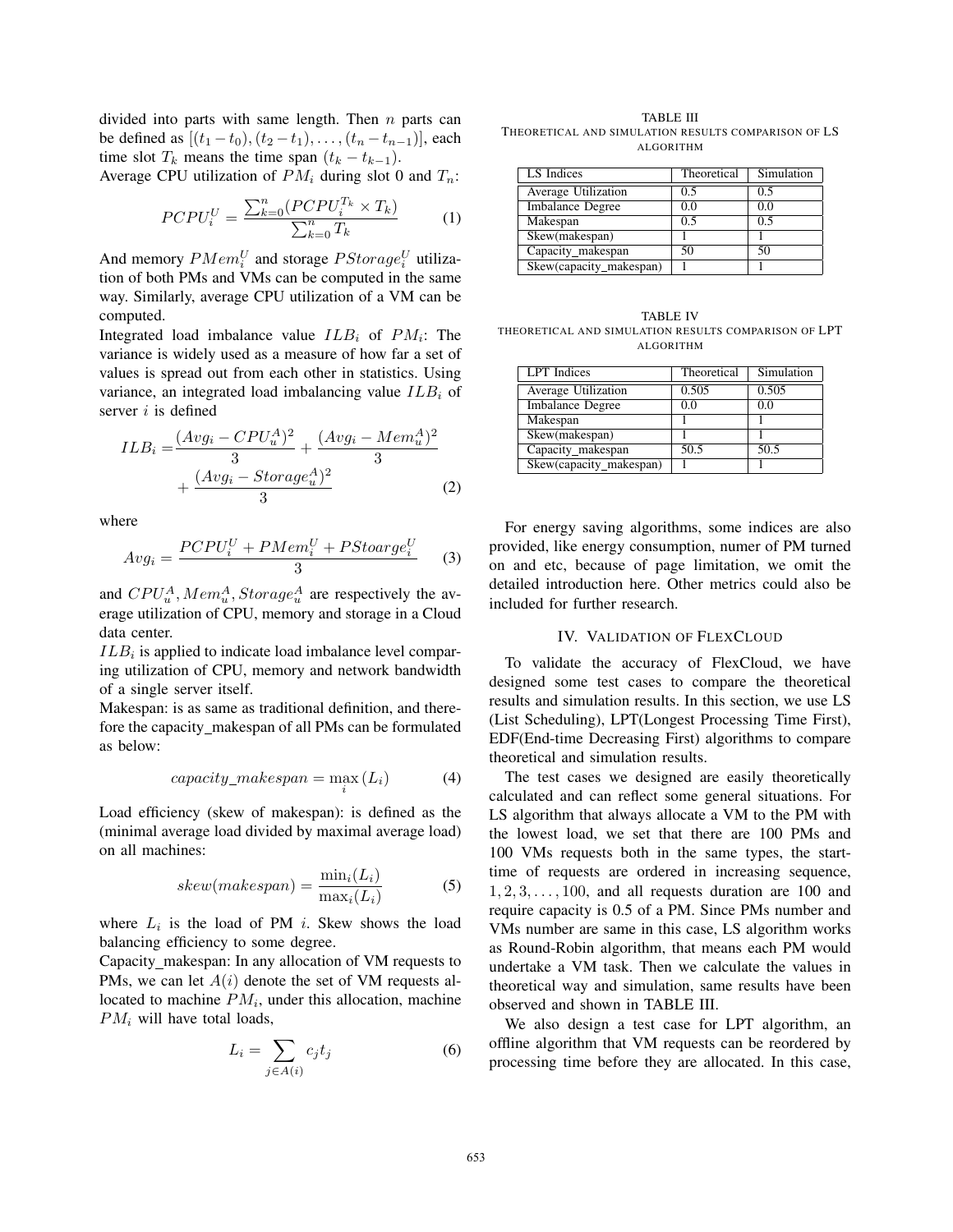divided into parts with same length. Then $n$ parts can be defined as $[(t_1 - t_0), (t_2 - t_1), \dots, (t_n - t_{n-1})]$, each time slot $T_k$ means the time span $(t_k - t_{k-1})$.

Average CPU utilization of $PM_i$ during slot 0 and $T_n$:

$$PCPU_i^U = \frac{\sum_{k=0}^{n} (PCPU_i^{T_k} \times T_k)}{\sum_{k=0}^{n} T_k} \tag{1}$$

And memory $PMem_i^U$ and storage $PStorage_i^U$ utilization of both PMs and VMs can be computed in the same way. Similarly, average CPU utilization of a VM can be computed.

Integrated load imbalance value $ILB_i$ of $PM_i$: The variance is widely used as a measure of how far a set of values is spread out from each other in statistics. Using variance, an integrated load imbalancing value $ILB_i$ of server $i$ is defined

$$ILB_i = \frac{(Avg_i - CPU_u^A)^2}{3} + \frac{(Avg_i - Mem_u^A)^2}{3} + \frac{(Avg_i - Storage_u^A)^2}{3} \tag{2}$$

where

$$Avg_i = \frac{PCPU_i^U + PMem_i^U + PStoarge_i^U}{3} \tag{3}$$

and $CPU_u^A, Mem_u^A, Storage_u^A$ are respectively the average utilization of CPU, memory and storage in a Cloud data center.

$ILB_i$ is applied to indicate load imbalance level comparing utilization of CPU, memory and network bandwidth of a single server itself.

Makespan: is as same as traditional definition, and therefore the capacity_makespan of all PMs can be formulated as below:

$$capacity\_makespan = \max_i (L_i) \tag{4}$$

Load efficiency (skew of makespan): is defined as the (minimal average load divided by maximal average load) on all machines:

$$skew(makespan) = \frac{\min_i(L_i)}{\max_i(L_i)} \tag{5}$$

where $L_i$ is the load of PM $i$. Skew shows the load balancing efficiency to some degree.

Capacity_makespan: In any allocation of VM requests to PMs, we can let $A(i)$ denote the set of VM requests allocated to machine $PM_i$, under this allocation, machine $PM_i$ will have total loads,

$$L_i = \sum_{j \in A(i)} c_j t_j \tag{6}$$

TABLE III
THEORETICAL AND SIMULATION RESULTS COMPARISON OF LS ALGORITHM

| LS Indices | Theoretical | Simulation |
|---|---|---|
| Average Utilization | 0.5 | 0.5 |
| Imbalance Degree | 0.0 | 0.0 |
| Makespan | 0.5 | 0.5 |
| Skew(makespan) | 1 | 1 |
| Capacity_makespan | 50 | 50 |
| Skew(capacity_makespan) | 1 | 1 |

TABLE IV
THEORETICAL AND SIMULATION RESULTS COMPARISON OF LPT ALGORITHM

| LPT Indices | Theoretical | Simulation |
|---|---|---|
| Average Utilization | 0.505 | 0.505 |
| Imbalance Degree | 0.0 | 0.0 |
| Makespan | 1 | 1 |
| Skew(makespan) | 1 | 1 |
| Capacity_makespan | 50.5 | 50.5 |
| Skew(capacity_makespan) | 1 | 1 |

For energy saving algorithms, some indices are also provided, like energy consumption, numer of PM turned on and etc, because of page limitation, we omit the detailed introduction here. Other metrics could also be included for further research.

## IV. Validation of FlexCloud

To validate the accuracy of FlexCloud, we have designed some test cases to compare the theoretical results and simulation results. In this section, we use LS (List Scheduling), LPT(Longest Processing Time First), EDF(End-time Decreasing First) algorithms to compare theoretical and simulation results.

The test cases we designed are easily theoretically calculated and can reflect some general situations. For LS algorithm that always allocate a VM to the PM with the lowest load, we set that there are 100 PMs and 100 VMs requests both in the same types, the start-time of requests are ordered in increasing sequence, $1, 2, 3, \dots, 100$, and all requests duration are 100 and require capacity is 0.5 of a PM. Since PMs number and VMs number are same in this case, LS algorithm works as Round-Robin algorithm, that means each PM would undertake a VM task. Then we calculate the values in theoretical way and simulation, same results have been observed and shown in TABLE III.

We also design a test case for LPT algorithm, an offline algorithm that VM requests can be reordered by processing time before they are allocated. In this case,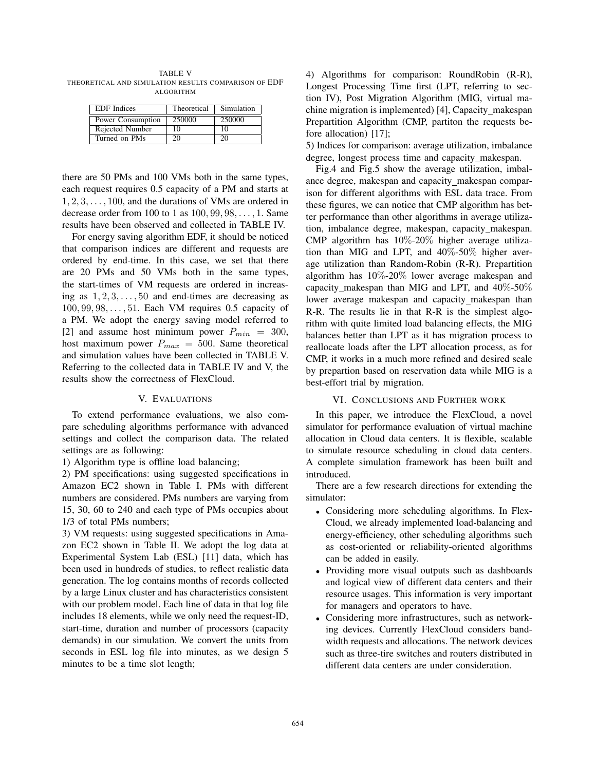TABLE V
THEORETICAL AND SIMULATION RESULTS COMPARISON OF EDF ALGORITHM

| EDF Indices | Theoretical | Simulation |
|---|---|---|
| Power Consumption | 250000 | 250000 |
| Rejected Number | 10 | 10 |
| Turned on PMs | 20 | 20 |

there are 50 PMs and 100 VMs both in the same types, each request requires 0.5 capacity of a PM and starts at $1, 2, 3, \ldots, 100$, and the durations of VMs are ordered in decrease order from 100 to 1 as $100, 99, 98, \ldots, 1$. Same results have been observed and collected in TABLE IV.

For energy saving algorithm EDF, it should be noticed that comparison indices are different and requests are ordered by end-time. In this case, we set that there are 20 PMs and 50 VMs both in the same types, the start-times of VM requests are ordered in increasing as $1, 2, 3, \ldots, 50$ and end-times are decreasing as $100, 99, 98, \ldots, 51$. Each VM requires 0.5 capacity of a PM. We adopt the energy saving model referred to [2] and assume host minimum power $P_{min} = 300$, host maximum power $P_{max} = 500$. Same theoretical and simulation values have been collected in TABLE V. Referring to the collected data in TABLE IV and V, the results show the correctness of FlexCloud.

## V. Evaluations

To extend performance evaluations, we also compare scheduling algorithms performance with advanced settings and collect the comparison data. The related settings are as following:

1) Algorithm type is offline load balancing;
2) PM specifications: using suggested specifications in Amazon EC2 shown in Table I. PMs with different numbers are considered. PMs numbers are varying from 15, 30, 60 to 240 and each type of PMs occupies about 1/3 of total PMs numbers;
3) VM requests: using suggested specifications in Amazon EC2 shown in Table II. We adopt the log data at Experimental System Lab (ESL) [11] data, which has been used in hundreds of studies, to reflect realistic data generation. The log contains months of records collected by a large Linux cluster and has characteristics consistent with our problem model. Each line of data in that log file includes 18 elements, while we only need the request-ID, start-time, duration and number of processors (capacity demands) in our simulation. We convert the units from seconds in ESL log file into minutes, as we design 5 minutes to be a time slot length;
4) Algorithms for comparison: RoundRobin (R-R), Longest Processing Time first (LPT, referring to section IV), Post Migration Algorithm (MIG, virtual machine migration is implemented) [4], Capacity_makespan Prepartition Algorithm (CMP, partiton the requests before allocation) [17];
5) Indices for comparison: average utilization, imbalance degree, longest process time and capacity_makespan.

Fig.4 and Fig.5 show the average utilization, imbalance degree, makespan and capacity_makespan comparison for different algorithms with ESL data trace. From these figures, we can notice that CMP algorithm has better performance than other algorithms in average utilization, imbalance degree, makespan, capacity_makespan. CMP algorithm has 10%-20% higher average utilization than MIG and LPT, and 40%-50% higher average utilization than Random-Robin (R-R). Prepartition algorithm has 10%-20% lower average makespan and capacity_makespan than MIG and LPT, and 40%-50% lower average makespan and capacity_makespan than R-R. The results lie in that R-R is the simplest algorithm with quite limited load balancing effects, the MIG balances better than LPT as it has migration process to reallocate loads after the LPT allocation process, as for CMP, it works in a much more refined and desired scale by prepartion based on reservation data while MIG is a best-effort trial by migration.

## VI. Conclusions and Further Work

In this paper, we introduce the FlexCloud, a novel simulator for performance evaluation of virtual machine allocation in Cloud data centers. It is flexible, scalable to simulate resource scheduling in cloud data centers. A complete simulation framework has been built and introduced.

There are a few research directions for extending the simulator:

- Considering more scheduling algorithms. In FlexCloud, we already implemented load-balancing and energy-efficiency, other scheduling algorithms such as cost-oriented or reliability-oriented algorithms can be added in easily.
- Providing more visual outputs such as dashboards and logical view of different data centers and their resource usages. This information is very important for managers and operators to have.
- Considering more infrastructures, such as networking devices. Currently FlexCloud considers bandwidth requests and allocations. The network devices such as three-tire switches and routers distributed in different data centers are under consideration.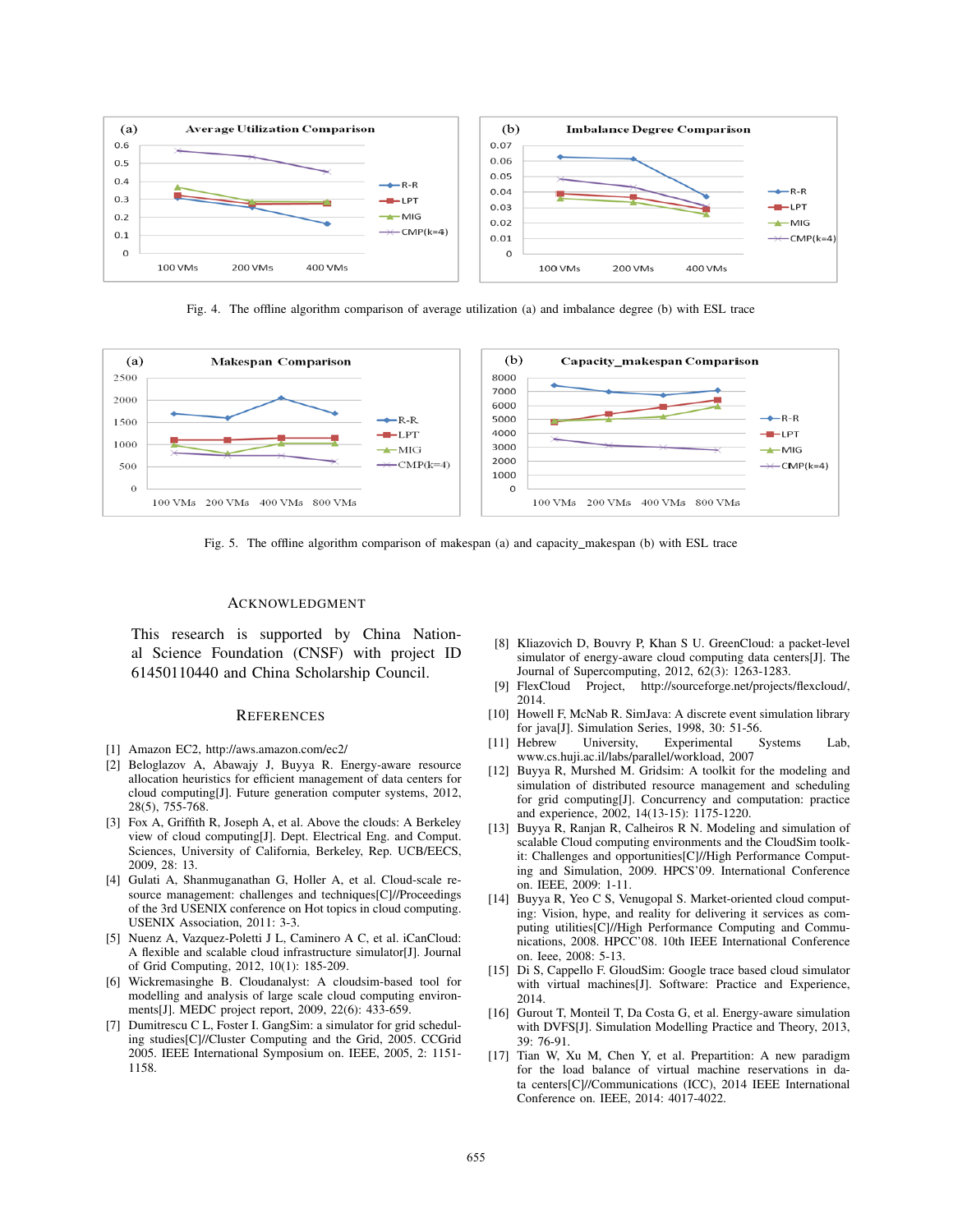(a) Average Utilization Comparison

0.6
0.5
0.4
0.3
0.2
0.1
0

100 VMs 200 VMs 400 VMs

R-R
LPT
MIG
CMP(k=4)

(b) Imbalance Degree Comparison

0.07
0.06
0.05
0.04
0.03
0.02
0.01
0

100 VMs 200 VMs 400 VMs

R-R
LPT
MIG
CMP(k=4)

Fig. 4. The offline algorithm comparison of average utilization (a) and imbalance degree (b) with ESL trace

(a) Makespan Comparison

2500
2000
1500
1000
500
0

100 VMs 200 VMs 400 VMs 800 VMs

R-R
LPT
MIG
CMP(k=4)

(b) Capacity_makespan Comparison

8000
7000
6000
5000
4000
3000
2000
1000
0

100 VMs 200 VMs 400 VMs 800 VMs

R-R
LPT
MIG
CMP(k=4)

Fig. 5. The offline algorithm comparison of makespan (a) and capacity_makespan (b) with ESL trace

## Acknowledgment

This research is supported by China National Science Foundation (CNSF) with project ID 61450110440 and China Scholarship Council.

## References

[1] Amazon EC2, http://aws.amazon.com/ec2/

[2] Beloglazov A, Abawajy J, Buyya R. Energy-aware resource allocation heuristics for efficient management of data centers for cloud computing[J]. Future generation computer systems, 2012, 28(5), 755-768.

[3] Fox A, Griffith R, Joseph A, et al. Above the clouds: A Berkeley view of cloud computing[J]. Dept. Electrical Eng. and Comput. Sciences, University of California, Berkeley, Rep. UCB/EECS, 2009, 28: 13.

[4] Gulati A, Shanmuganathan G, Holler A, et al. Cloud-scale resource management: challenges and techniques[C]//Proceedings of the 3rd USENIX conference on Hot topics in cloud computing. USENIX Association, 2011: 3-3.

[5] Nuenz A, Vazquez-Poletti J L, Caminero A C, et al. iCanCloud: A flexible and scalable cloud infrastructure simulator[J]. Journal of Grid Computing, 2012, 10(1): 185-209.

[6] Wickremasinghe B. Cloudanalyst: A cloudsim-based tool for modelling and analysis of large scale cloud computing environments[J]. MEDC project report, 2009, 22(6): 433-659.

[7] Dumitrescu C L, Foster I. GangSim: a simulator for grid scheduling studies[C]//Cluster Computing and the Grid, 2005. CCGrid 2005. IEEE International Symposium on. IEEE, 2005, 2: 1151-1158.

[8] Kliazovich D, Bouvry P, Khan S U. GreenCloud: a packet-level simulator of energy-aware cloud computing data centers[J]. The Journal of Supercomputing, 2012, 62(3): 1263-1283.

[9] FlexCloud Project, http://sourceforge.net/projects/flexcloud/, 2014.

[10] Howell F, McNab R. SimJava: A discrete event simulation library for java[J]. Simulation Series, 1998, 30: 51-56.

[11] Hebrew University, Experimental Systems Lab, www.cs.huji.ac.il/labs/parallel/workload, 2007

[12] Buyya R, Murshed M. Gridsim: A toolkit for the modeling and simulation of distributed resource management and scheduling for grid computing[J]. Concurrency and computation: practice and experience, 2002, 14(13-15): 1175-1220.

[13] Buyya R, Ranjan R, Calheiros R N. Modeling and simulation of scalable Cloud computing environments and the CloudSim toolkit: Challenges and opportunities[C]//High Performance Computing and Simulation, 2009. HPCS'09. International Conference on. IEEE, 2009: 1-11.

[14] Buyya R, Yeo C S, Venugopal S. Market-oriented cloud computing: Vision, hype, and reality for delivering it services as computing utilities[C]//High Performance Computing and Communications, 2008. HPCC'08. 10th IEEE International Conference on. Ieee, 2008: 5-13.

[15] Di S, Cappello F. GloudSim: Google trace based cloud simulator with virtual machines[J]. Software: Practice and Experience, 2014.

[16] Gurout T, Monteil T, Da Costa G, et al. Energy-aware simulation with DVFS[J]. Simulation Modelling Practice and Theory, 2013, 39: 76-91.

[17] Tian W, Xu M, Chen Y, et al. Prepartition: A new paradigm for the load balance of virtual machine reservations in data centers[C]//Communications (ICC), 2014 IEEE International Conference on. IEEE, 2014: 4017-4022.